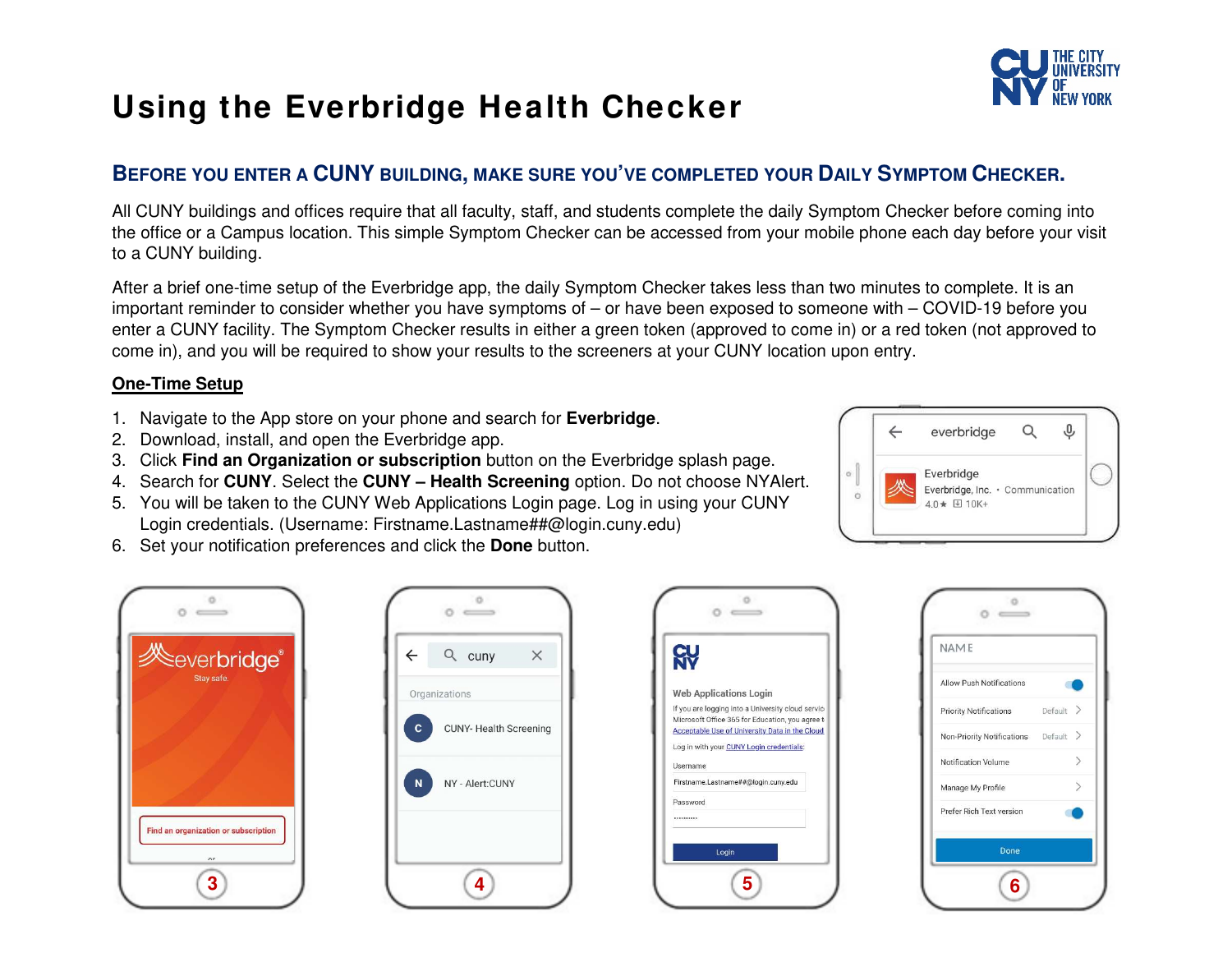# Using the Everbridge Health Checker

## BEFORE YOU ENTER A CUNY BUILDING, MAKE SURE YOU'VE COMPLETED YOUR DAILY SYMPTOM CHECKER.

All CUNY buildings and offices require that all faculty, staff, and students complete the daily Symptom Checker before coming into the office or a Campus location. This simple Symptom Checker can be accessed from your mobile phone each day before your visit to a CUNY building.

After a brief one-time setup of the Everbridge app, the daily Symptom Checker takes less than two minutes to complete. It is an important reminder to consider whether you have symptoms of – or have been exposed to someone with – COVID-19 before you enter a CUNY facility. The Symptom Checker results in either a green token (approved to come in) or a red token (not approved to come in), and you will be required to show your results to the screeners at your CUNY location upon entry.

### One-Time Setup

1. Navigate to the App store on your phone and search for **Everbridge**.
2. Download, install, and open the Everbridge app.
3. Click **Find an Organization or subscription** button on the Everbridge splash page.
4. Search for **CUNY**. Select the **CUNY – Health Screening** option. Do not choose NYAlert.
5. You will be taken to the CUNY Web Applications Login page. Log in using your CUNY Login credentials. (Username: Firstname.Lastname##@login.cuny.edu)
6. Set your notification preferences and click the **Done** button.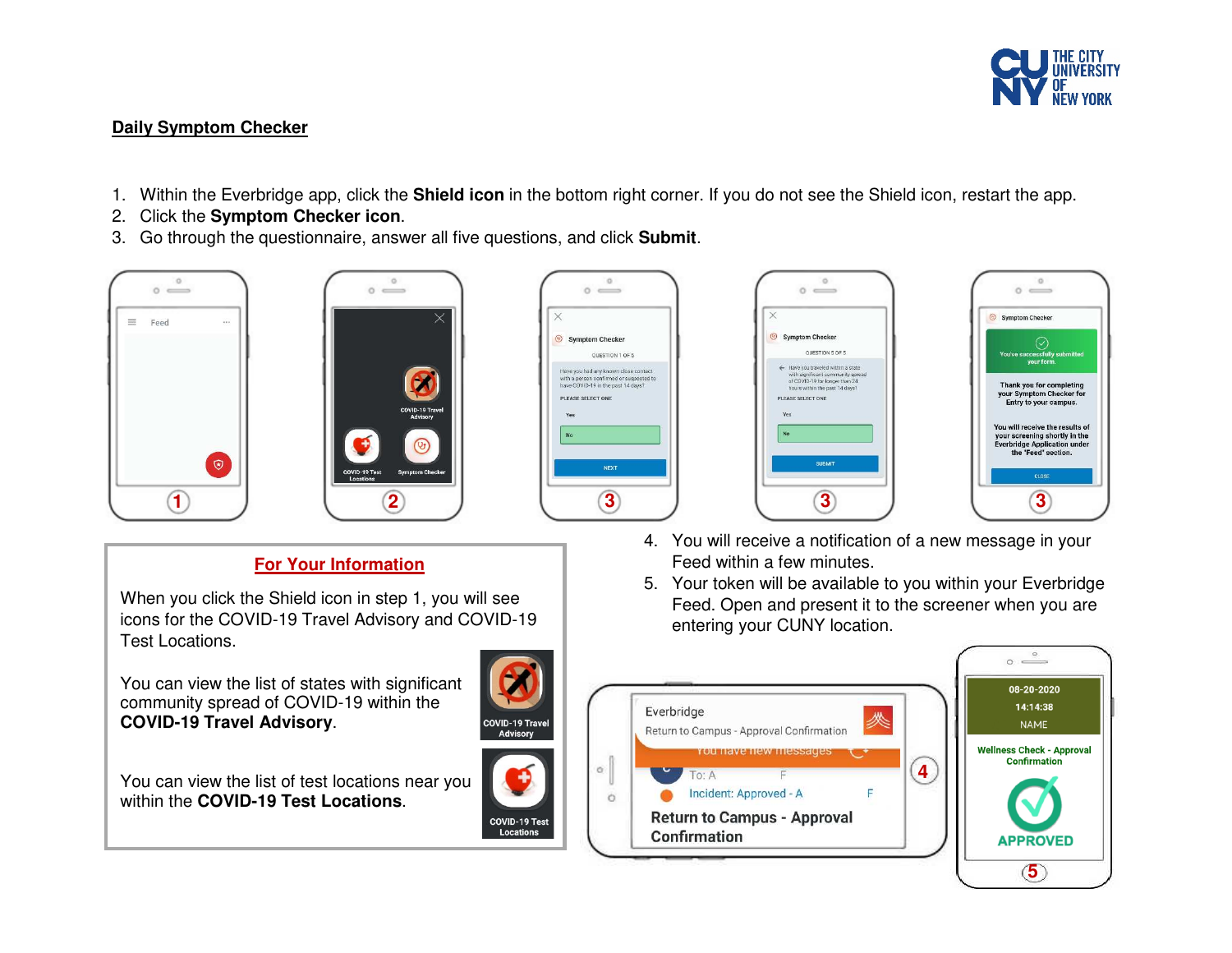## Daily Symptom Checker

1. Within the Everbridge app, click the **Shield icon** in the bottom right corner. If you do not see the Shield icon, restart the app.
2. Click the **Symptom Checker icon**.
3. Go through the questionnaire, answer all five questions, and click **Submit**.

### For Your Information

When you click the Shield icon in step 1, you will see icons for the COVID-19 Travel Advisory and COVID-19 Test Locations.

You can view the list of states with significant community spread of COVID-19 within the **COVID-19 Travel Advisory**.

You can view the list of test locations near you within the **COVID-19 Test Locations**.

4. You will receive a notification of a new message in your Feed within a few minutes.
5. Your token will be available to you within your Everbridge Feed. Open and present it to the screener when you are entering your CUNY location.